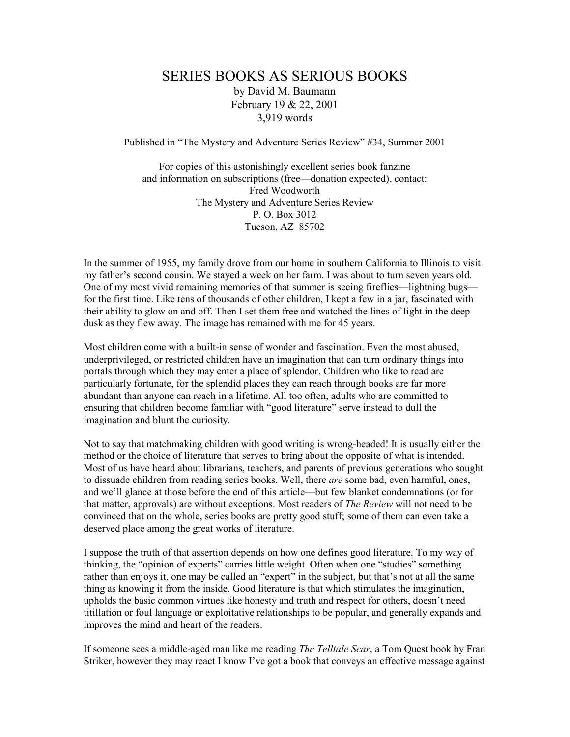# SERIES BOOKS AS SERIOUS BOOKS

by David M. Baumann
February 19 & 22, 2001
3,919 words

Published in "The Mystery and Adventure Series Review" #34, Summer 2001

For copies of this astonishingly excellent series book fanzine
and information on subscriptions (free—donation expected), contact:
Fred Woodworth
The Mystery and Adventure Series Review
P. O. Box 3012
Tucson, AZ 85702

In the summer of 1955, my family drove from our home in southern California to Illinois to visit my father's second cousin. We stayed a week on her farm. I was about to turn seven years old. One of my most vivid remaining memories of that summer is seeing fireflies—lightning bugs—for the first time. Like tens of thousands of other children, I kept a few in a jar, fascinated with their ability to glow on and off. Then I set them free and watched the lines of light in the deep dusk as they flew away. The image has remained with me for 45 years.

Most children come with a built-in sense of wonder and fascination. Even the most abused, underprivileged, or restricted children have an imagination that can turn ordinary things into portals through which they may enter a place of splendor. Children who like to read are particularly fortunate, for the splendid places they can reach through books are far more abundant than anyone can reach in a lifetime. All too often, adults who are committed to ensuring that children become familiar with "good literature" serve instead to dull the imagination and blunt the curiosity.

Not to say that matchmaking children with good writing is wrong-headed! It is usually either the method or the choice of literature that serves to bring about the opposite of what is intended. Most of us have heard about librarians, teachers, and parents of previous generations who sought to dissuade children from reading series books. Well, there *are* some bad, even harmful, ones, and we'll glance at those before the end of this article—but few blanket condemnations (or for that matter, approvals) are without exceptions. Most readers of *The Review* will not need to be convinced that on the whole, series books are pretty good stuff; some of them can even take a deserved place among the great works of literature.

I suppose the truth of that assertion depends on how one defines good literature. To my way of thinking, the "opinion of experts" carries little weight. Often when one "studies" something rather than enjoys it, one may be called an "expert" in the subject, but that's not at all the same thing as knowing it from the inside. Good literature is that which stimulates the imagination, upholds the basic common virtues like honesty and truth and respect for others, doesn't need titillation or foul language or exploitative relationships to be popular, and generally expands and improves the mind and heart of the readers.

If someone sees a middle-aged man like me reading *The Telltale Scar*, a Tom Quest book by Fran Striker, however they may react I know I've got a book that conveys an effective message against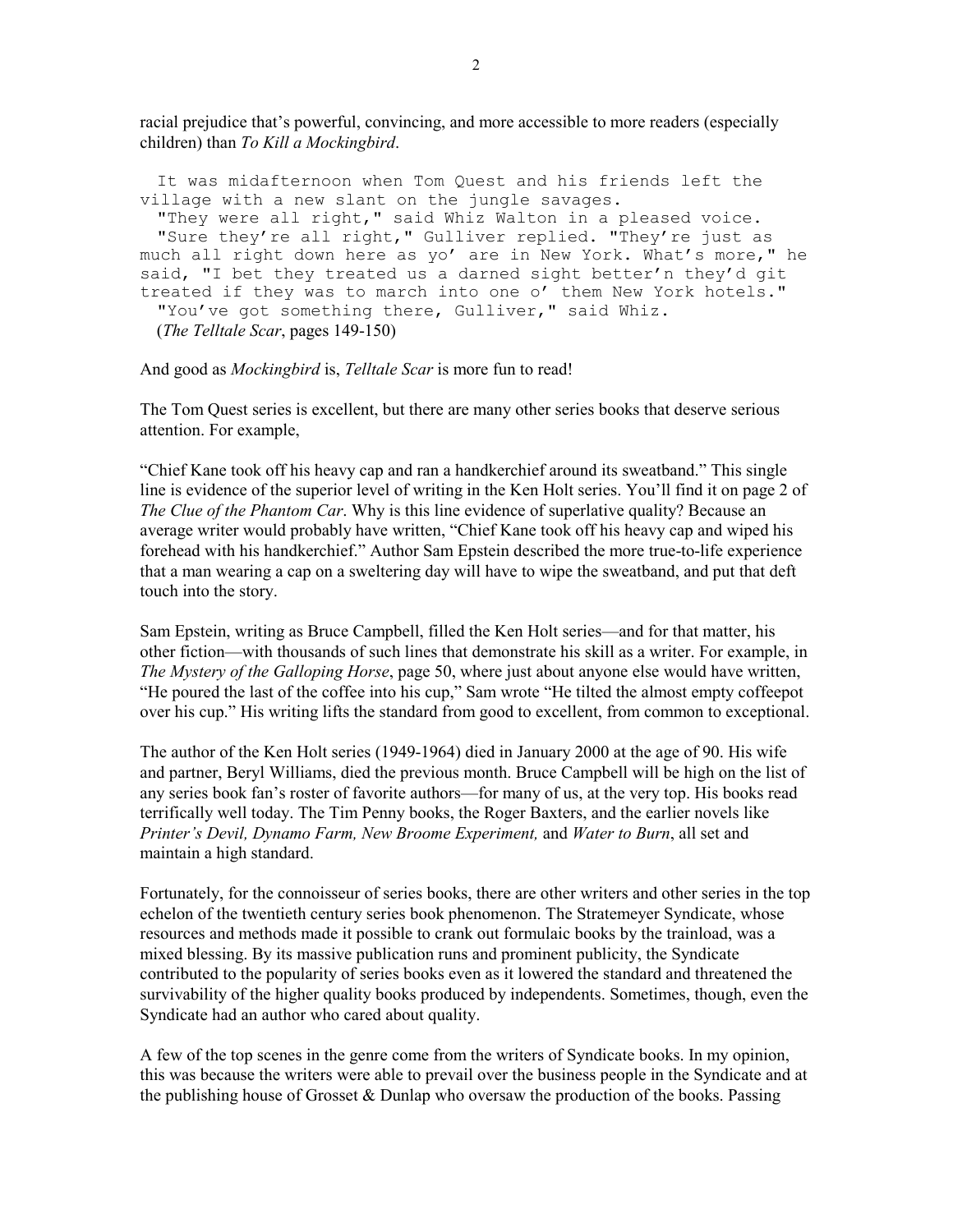racial prejudice that's powerful, convincing, and more accessible to more readers (especially children) than *To Kill a Mockingbird*.

```
  It was midafternoon when Tom Quest and his friends left the
village with a new slant on the jungle savages.
  "They were all right," said Whiz Walton in a pleased voice.
  "Sure they're all right," Gulliver replied. "They're just as
much all right down here as yo' are in New York. What's more," he
said, "I bet they treated us a darned sight better'n they'd git
treated if they was to march into one o' them New York hotels."
  "You've got something there, Gulliver," said Whiz.
```

(*The Telltale Scar*, pages 149-150)

And good as *Mockingbird* is, *Telltale Scar* is more fun to read!

The Tom Quest series is excellent, but there are many other series books that deserve serious attention. For example,

"Chief Kane took off his heavy cap and ran a handkerchief around its sweatband." This single line is evidence of the superior level of writing in the Ken Holt series. You'll find it on page 2 of *The Clue of the Phantom Car*. Why is this line evidence of superlative quality? Because an average writer would probably have written, "Chief Kane took off his heavy cap and wiped his forehead with his handkerchief." Author Sam Epstein described the more true-to-life experience that a man wearing a cap on a sweltering day will have to wipe the sweatband, and put that deft touch into the story.

Sam Epstein, writing as Bruce Campbell, filled the Ken Holt series—and for that matter, his other fiction—with thousands of such lines that demonstrate his skill as a writer. For example, in *The Mystery of the Galloping Horse*, page 50, where just about anyone else would have written, "He poured the last of the coffee into his cup," Sam wrote "He tilted the almost empty coffeepot over his cup." His writing lifts the standard from good to excellent, from common to exceptional.

The author of the Ken Holt series (1949-1964) died in January 2000 at the age of 90. His wife and partner, Beryl Williams, died the previous month. Bruce Campbell will be high on the list of any series book fan's roster of favorite authors—for many of us, at the very top. His books read terrifically well today. The Tim Penny books, the Roger Baxters, and the earlier novels like *Printer's Devil, Dynamo Farm, New Broome Experiment,* and *Water to Burn*, all set and maintain a high standard.

Fortunately, for the connoisseur of series books, there are other writers and other series in the top echelon of the twentieth century series book phenomenon. The Stratemeyer Syndicate, whose resources and methods made it possible to crank out formulaic books by the trainload, was a mixed blessing. By its massive publication runs and prominent publicity, the Syndicate contributed to the popularity of series books even as it lowered the standard and threatened the survivability of the higher quality books produced by independents. Sometimes, though, even the Syndicate had an author who cared about quality.

A few of the top scenes in the genre come from the writers of Syndicate books. In my opinion, this was because the writers were able to prevail over the business people in the Syndicate and at the publishing house of Grosset & Dunlap who oversaw the production of the books. Passing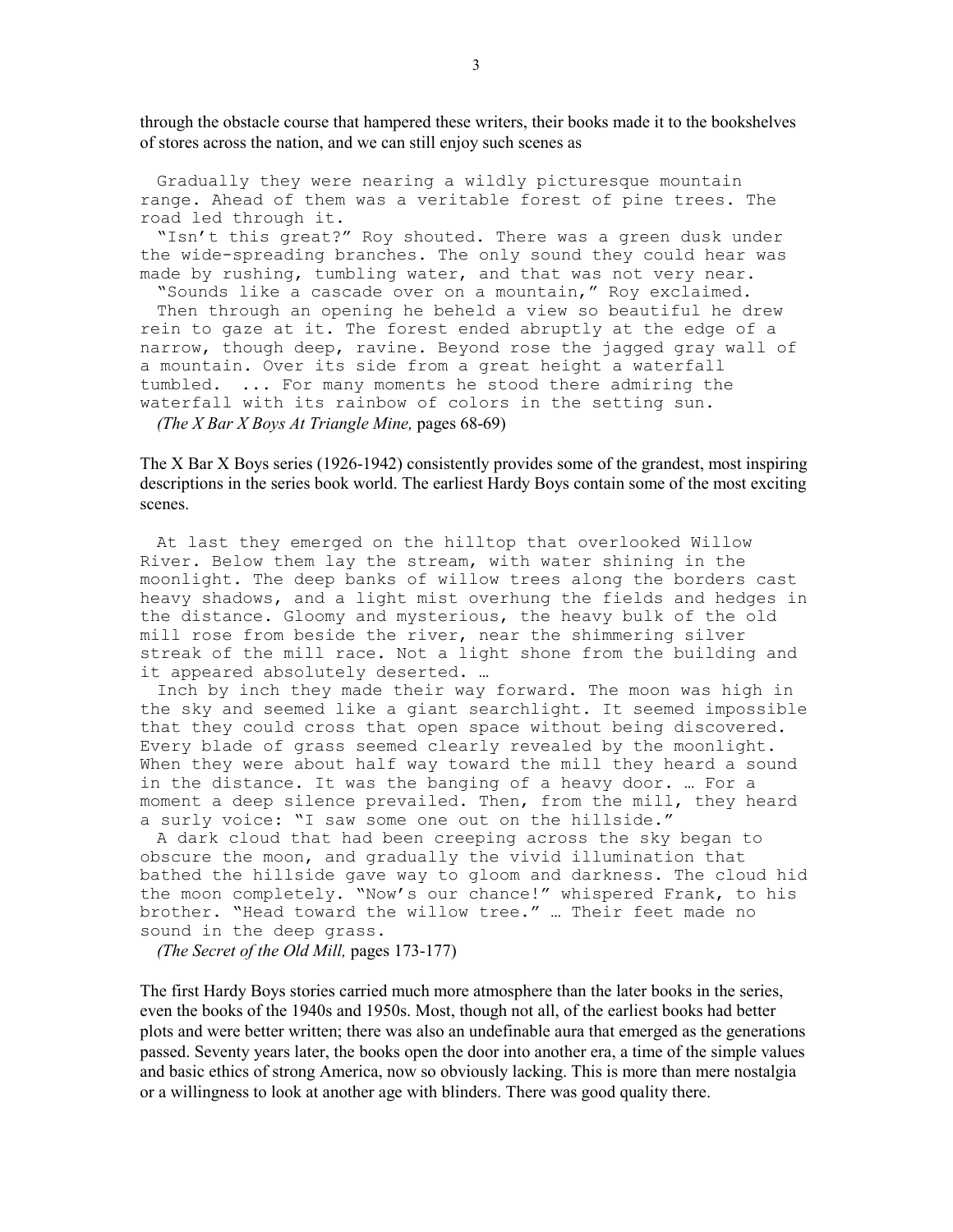through the obstacle course that hampered these writers, their books made it to the bookshelves of stores across the nation, and we can still enjoy such scenes as

> Gradually they were nearing a wildly picturesque mountain range. Ahead of them was a veritable forest of pine trees. The road led through it.
>
> "Isn't this great?" Roy shouted. There was a green dusk under the wide-spreading branches. The only sound they could hear was made by rushing, tumbling water, and that was not very near.
>
> "Sounds like a cascade over on a mountain," Roy exclaimed.
>
> Then through an opening he beheld a view so beautiful he drew rein to gaze at it. The forest ended abruptly at the edge of a narrow, though deep, ravine. Beyond rose the jagged gray wall of a mountain. Over its side from a great height a waterfall tumbled. ... For many moments he stood there admiring the waterfall with its rainbow of colors in the setting sun.
>
> *(The X Bar X Boys At Triangle Mine,* pages 68-69)

The X Bar X Boys series (1926-1942) consistently provides some of the grandest, most inspiring descriptions in the series book world. The earliest Hardy Boys contain some of the most exciting scenes.

> At last they emerged on the hilltop that overlooked Willow River. Below them lay the stream, with water shining in the moonlight. The deep banks of willow trees along the borders cast heavy shadows, and a light mist overhung the fields and hedges in the distance. Gloomy and mysterious, the heavy bulk of the old mill rose from beside the river, near the shimmering silver streak of the mill race. Not a light shone from the building and it appeared absolutely deserted. …
>
> Inch by inch they made their way forward. The moon was high in the sky and seemed like a giant searchlight. It seemed impossible that they could cross that open space without being discovered. Every blade of grass seemed clearly revealed by the moonlight. When they were about half way toward the mill they heard a sound in the distance. It was the banging of a heavy door. … For a moment a deep silence prevailed. Then, from the mill, they heard a surly voice: "I saw some one out on the hillside."
>
> A dark cloud that had been creeping across the sky began to obscure the moon, and gradually the vivid illumination that bathed the hillside gave way to gloom and darkness. The cloud hid the moon completely. "Now's our chance!" whispered Frank, to his brother. "Head toward the willow tree." … Their feet made no sound in the deep grass.
>
> *(The Secret of the Old Mill,* pages 173-177)

The first Hardy Boys stories carried much more atmosphere than the later books in the series, even the books of the 1940s and 1950s. Most, though not all, of the earliest books had better plots and were better written; there was also an undefinable aura that emerged as the generations passed. Seventy years later, the books open the door into another era, a time of the simple values and basic ethics of strong America, now so obviously lacking. This is more than mere nostalgia or a willingness to look at another age with blinders. There was good quality there.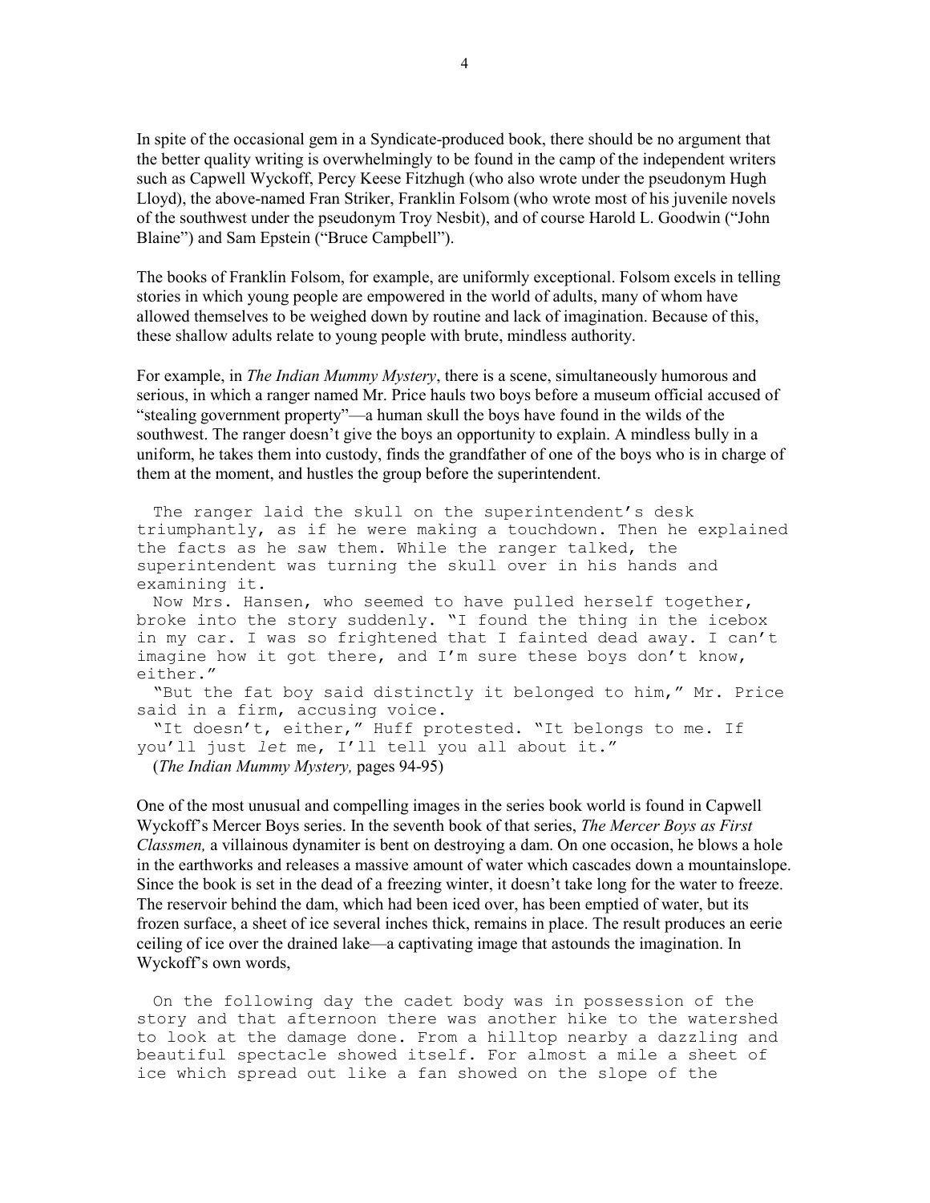In spite of the occasional gem in a Syndicate-produced book, there should be no argument that the better quality writing is overwhelmingly to be found in the camp of the independent writers such as Capwell Wyckoff, Percy Keese Fitzhugh (who also wrote under the pseudonym Hugh Lloyd), the above-named Fran Striker, Franklin Folsom (who wrote most of his juvenile novels of the southwest under the pseudonym Troy Nesbit), and of course Harold L. Goodwin ("John Blaine") and Sam Epstein ("Bruce Campbell").

The books of Franklin Folsom, for example, are uniformly exceptional. Folsom excels in telling stories in which young people are empowered in the world of adults, many of whom have allowed themselves to be weighed down by routine and lack of imagination. Because of this, these shallow adults relate to young people with brute, mindless authority.

For example, in *The Indian Mummy Mystery*, there is a scene, simultaneously humorous and serious, in which a ranger named Mr. Price hauls two boys before a museum official accused of "stealing government property"—a human skull the boys have found in the wilds of the southwest. The ranger doesn't give the boys an opportunity to explain. A mindless bully in a uniform, he takes them into custody, finds the grandfather of one of the boys who is in charge of them at the moment, and hustles the group before the superintendent.

> The ranger laid the skull on the superintendent's desk triumphantly, as if he were making a touchdown. Then he explained the facts as he saw them. While the ranger talked, the superintendent was turning the skull over in his hands and examining it.
>
> Now Mrs. Hansen, who seemed to have pulled herself together, broke into the story suddenly. "I found the thing in the icebox in my car. I was so frightened that I fainted dead away. I can't imagine how it got there, and I'm sure these boys don't know, either."
>
> "But the fat boy said distinctly it belonged to him," Mr. Price said in a firm, accusing voice.
>
> "It doesn't, either," Huff protested. "It belongs to me. If you'll just *let* me, I'll tell you all about it."
>
> (*The Indian Mummy Mystery,* pages 94-95)

One of the most unusual and compelling images in the series book world is found in Capwell Wyckoff's Mercer Boys series. In the seventh book of that series, *The Mercer Boys as First Classmen,* a villainous dynamiter is bent on destroying a dam. On one occasion, he blows a hole in the earthworks and releases a massive amount of water which cascades down a mountainslope. Since the book is set in the dead of a freezing winter, it doesn't take long for the water to freeze. The reservoir behind the dam, which had been iced over, has been emptied of water, but its frozen surface, a sheet of ice several inches thick, remains in place. The result produces an eerie ceiling of ice over the drained lake—a captivating image that astounds the imagination. In Wyckoff's own words,

> On the following day the cadet body was in possession of the story and that afternoon there was another hike to the watershed to look at the damage done. From a hilltop nearby a dazzling and beautiful spectacle showed itself. For almost a mile a sheet of ice which spread out like a fan showed on the slope of the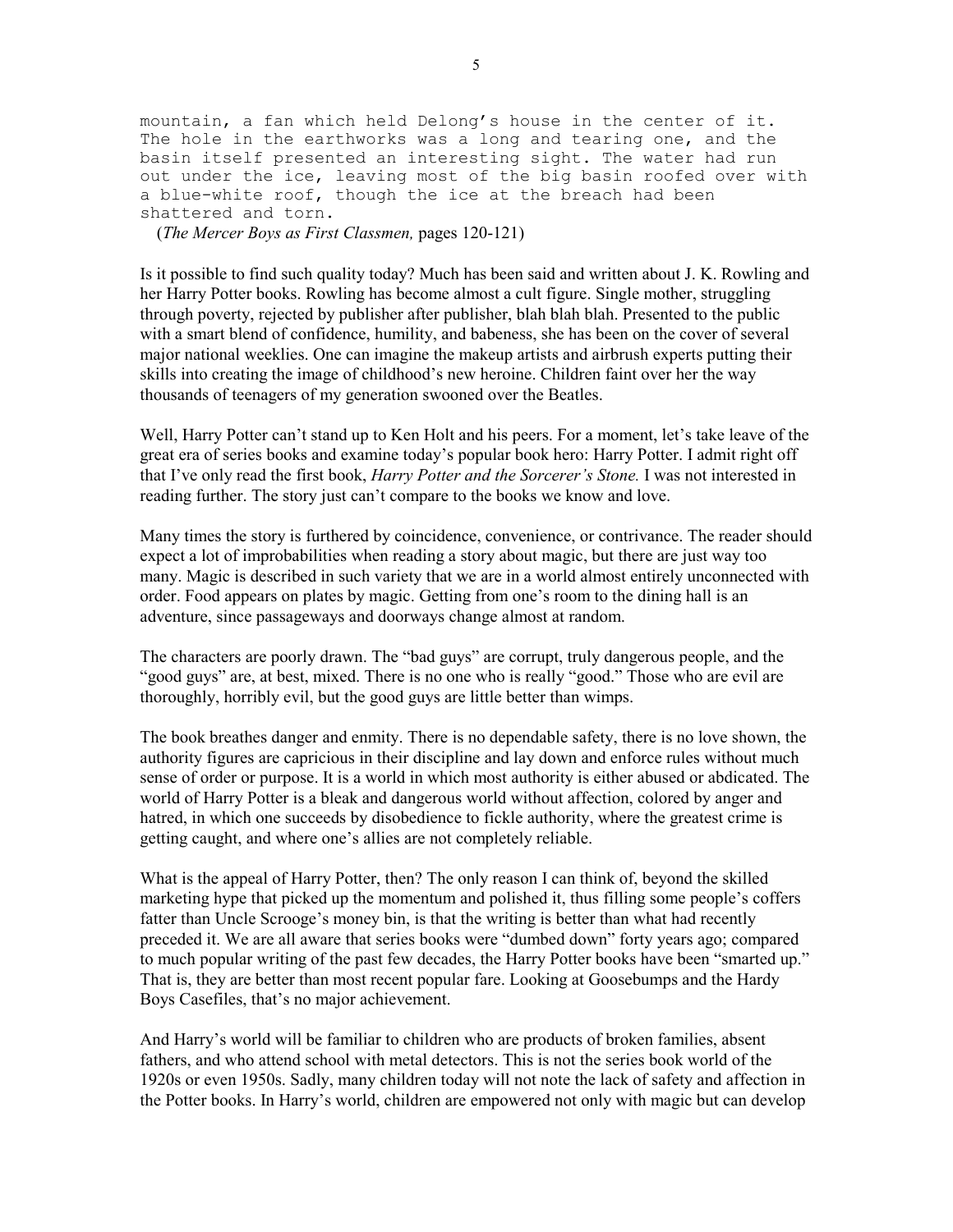```
mountain, a fan which held Delong's house in the center of it.
The hole in the earthworks was a long and tearing one, and the
basin itself presented an interesting sight. The water had run
out under the ice, leaving most of the big basin roofed over with
a blue-white roof, though the ice at the breach had been
shattered and torn.
```

(*The Mercer Boys as First Classmen,* pages 120-121)

Is it possible to find such quality today? Much has been said and written about J. K. Rowling and her Harry Potter books. Rowling has become almost a cult figure. Single mother, struggling through poverty, rejected by publisher after publisher, blah blah blah. Presented to the public with a smart blend of confidence, humility, and babeness, she has been on the cover of several major national weeklies. One can imagine the makeup artists and airbrush experts putting their skills into creating the image of childhood's new heroine. Children faint over her the way thousands of teenagers of my generation swooned over the Beatles.

Well, Harry Potter can't stand up to Ken Holt and his peers. For a moment, let's take leave of the great era of series books and examine today's popular book hero: Harry Potter. I admit right off that I've only read the first book, *Harry Potter and the Sorcerer's Stone.* I was not interested in reading further. The story just can't compare to the books we know and love.

Many times the story is furthered by coincidence, convenience, or contrivance. The reader should expect a lot of improbabilities when reading a story about magic, but there are just way too many. Magic is described in such variety that we are in a world almost entirely unconnected with order. Food appears on plates by magic. Getting from one's room to the dining hall is an adventure, since passageways and doorways change almost at random.

The characters are poorly drawn. The "bad guys" are corrupt, truly dangerous people, and the "good guys" are, at best, mixed. There is no one who is really "good." Those who are evil are thoroughly, horribly evil, but the good guys are little better than wimps.

The book breathes danger and enmity. There is no dependable safety, there is no love shown, the authority figures are capricious in their discipline and lay down and enforce rules without much sense of order or purpose. It is a world in which most authority is either abused or abdicated. The world of Harry Potter is a bleak and dangerous world without affection, colored by anger and hatred, in which one succeeds by disobedience to fickle authority, where the greatest crime is getting caught, and where one's allies are not completely reliable.

What is the appeal of Harry Potter, then? The only reason I can think of, beyond the skilled marketing hype that picked up the momentum and polished it, thus filling some people's coffers fatter than Uncle Scrooge's money bin, is that the writing is better than what had recently preceded it. We are all aware that series books were "dumbed down" forty years ago; compared to much popular writing of the past few decades, the Harry Potter books have been "smarted up." That is, they are better than most recent popular fare. Looking at Goosebumps and the Hardy Boys Casefiles, that's no major achievement.

And Harry's world will be familiar to children who are products of broken families, absent fathers, and who attend school with metal detectors. This is not the series book world of the 1920s or even 1950s. Sadly, many children today will not note the lack of safety and affection in the Potter books. In Harry's world, children are empowered not only with magic but can develop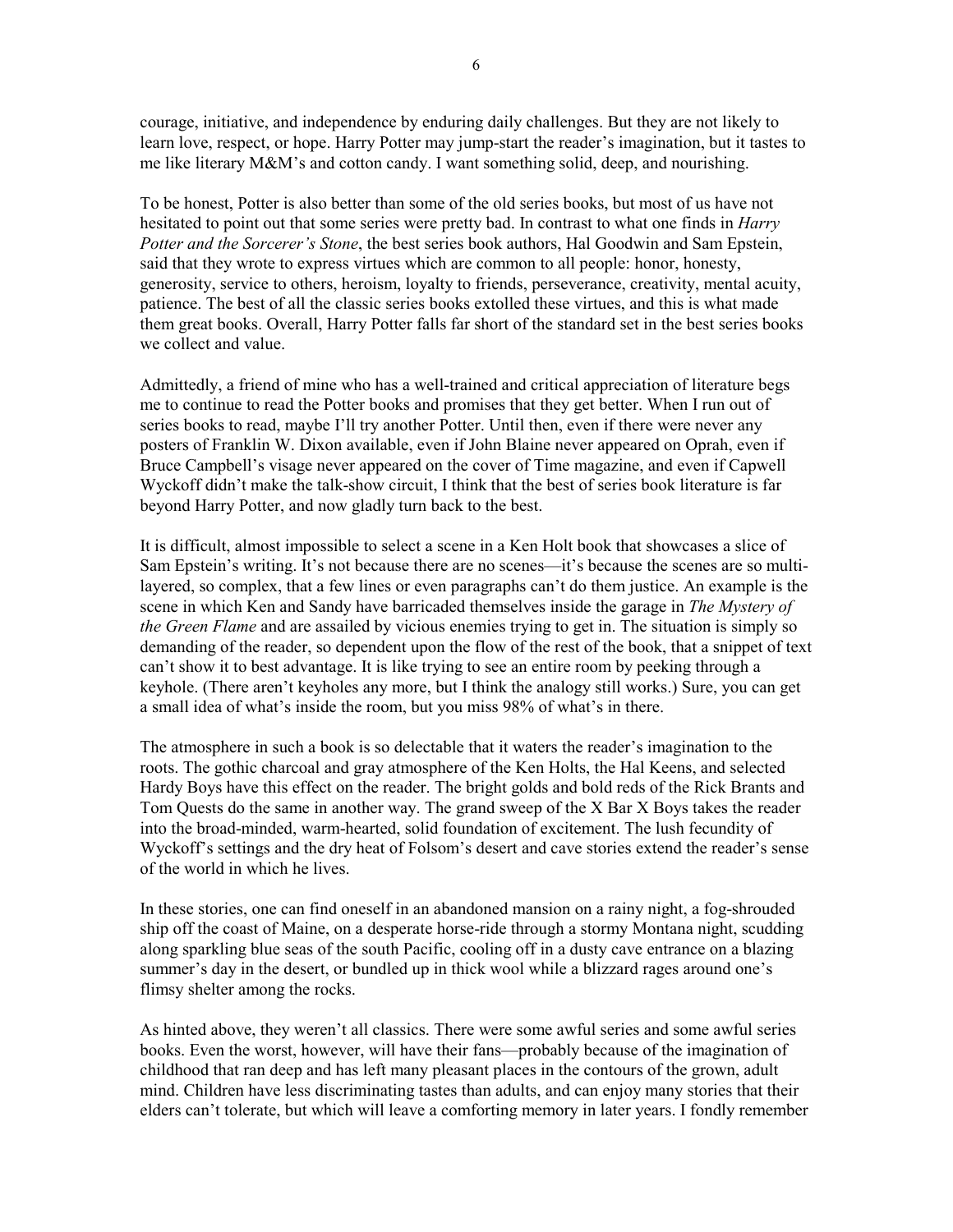courage, initiative, and independence by enduring daily challenges. But they are not likely to learn love, respect, or hope. Harry Potter may jump-start the reader's imagination, but it tastes to me like literary M&M's and cotton candy. I want something solid, deep, and nourishing.

To be honest, Potter is also better than some of the old series books, but most of us have not hesitated to point out that some series were pretty bad. In contrast to what one finds in *Harry Potter and the Sorcerer's Stone*, the best series book authors, Hal Goodwin and Sam Epstein, said that they wrote to express virtues which are common to all people: honor, honesty, generosity, service to others, heroism, loyalty to friends, perseverance, creativity, mental acuity, patience. The best of all the classic series books extolled these virtues, and this is what made them great books. Overall, Harry Potter falls far short of the standard set in the best series books we collect and value.

Admittedly, a friend of mine who has a well-trained and critical appreciation of literature begs me to continue to read the Potter books and promises that they get better. When I run out of series books to read, maybe I'll try another Potter. Until then, even if there were never any posters of Franklin W. Dixon available, even if John Blaine never appeared on Oprah, even if Bruce Campbell's visage never appeared on the cover of Time magazine, and even if Capwell Wyckoff didn't make the talk-show circuit, I think that the best of series book literature is far beyond Harry Potter, and now gladly turn back to the best.

It is difficult, almost impossible to select a scene in a Ken Holt book that showcases a slice of Sam Epstein's writing. It's not because there are no scenes—it's because the scenes are so multi-layered, so complex, that a few lines or even paragraphs can't do them justice. An example is the scene in which Ken and Sandy have barricaded themselves inside the garage in *The Mystery of the Green Flame* and are assailed by vicious enemies trying to get in. The situation is simply so demanding of the reader, so dependent upon the flow of the rest of the book, that a snippet of text can't show it to best advantage. It is like trying to see an entire room by peeking through a keyhole. (There aren't keyholes any more, but I think the analogy still works.) Sure, you can get a small idea of what's inside the room, but you miss 98% of what's in there.

The atmosphere in such a book is so delectable that it waters the reader's imagination to the roots. The gothic charcoal and gray atmosphere of the Ken Holts, the Hal Keens, and selected Hardy Boys have this effect on the reader. The bright golds and bold reds of the Rick Brants and Tom Quests do the same in another way. The grand sweep of the X Bar X Boys takes the reader into the broad-minded, warm-hearted, solid foundation of excitement. The lush fecundity of Wyckoff's settings and the dry heat of Folsom's desert and cave stories extend the reader's sense of the world in which he lives.

In these stories, one can find oneself in an abandoned mansion on a rainy night, a fog-shrouded ship off the coast of Maine, on a desperate horse-ride through a stormy Montana night, scudding along sparkling blue seas of the south Pacific, cooling off in a dusty cave entrance on a blazing summer's day in the desert, or bundled up in thick wool while a blizzard rages around one's flimsy shelter among the rocks.

As hinted above, they weren't all classics. There were some awful series and some awful series books. Even the worst, however, will have their fans—probably because of the imagination of childhood that ran deep and has left many pleasant places in the contours of the grown, adult mind. Children have less discriminating tastes than adults, and can enjoy many stories that their elders can't tolerate, but which will leave a comforting memory in later years. I fondly remember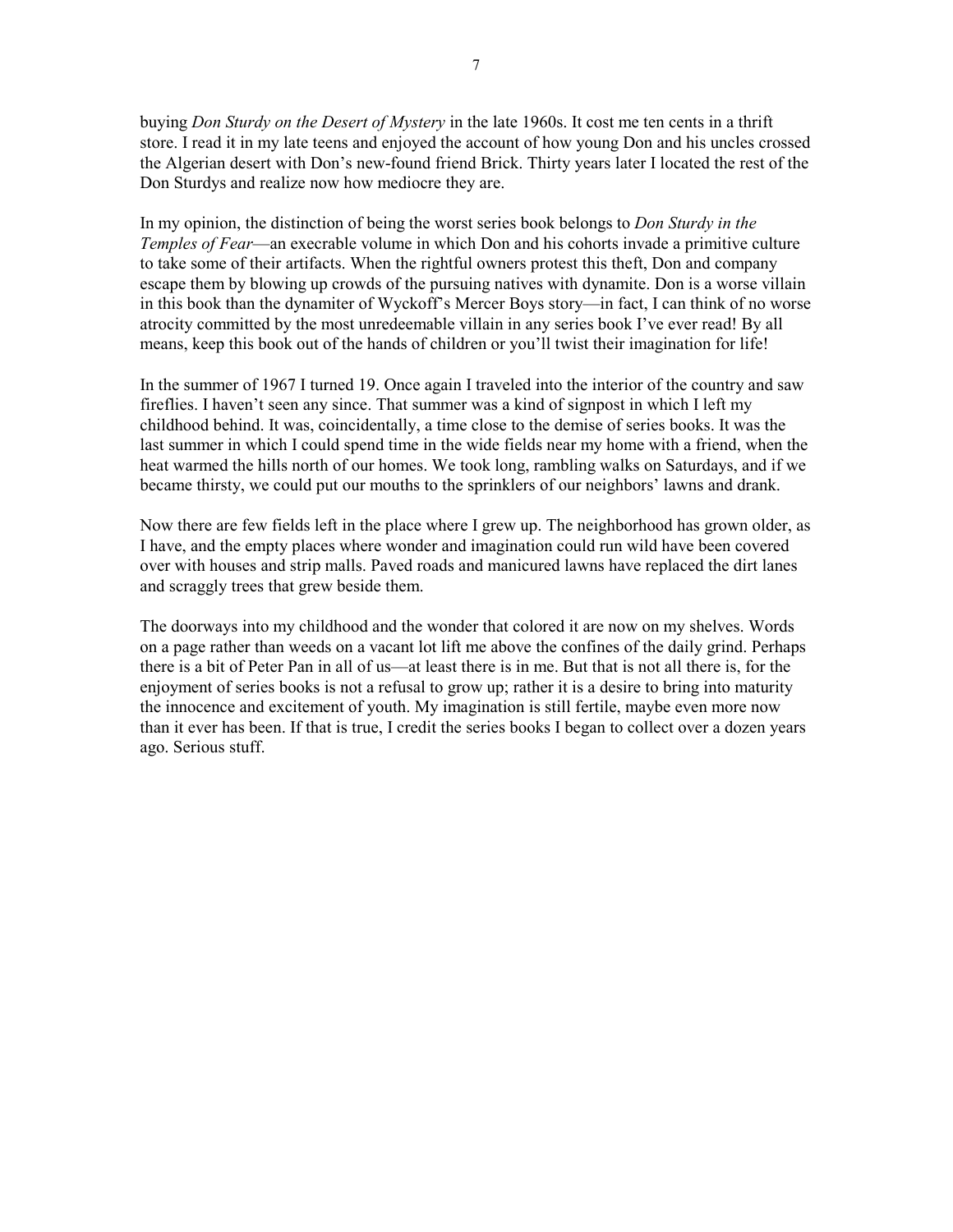buying *Don Sturdy on the Desert of Mystery* in the late 1960s. It cost me ten cents in a thrift store. I read it in my late teens and enjoyed the account of how young Don and his uncles crossed the Algerian desert with Don's new-found friend Brick. Thirty years later I located the rest of the Don Sturdys and realize now how mediocre they are.

In my opinion, the distinction of being the worst series book belongs to *Don Sturdy in the Temples of Fear*—an execrable volume in which Don and his cohorts invade a primitive culture to take some of their artifacts. When the rightful owners protest this theft, Don and company escape them by blowing up crowds of the pursuing natives with dynamite. Don is a worse villain in this book than the dynamiter of Wyckoff's Mercer Boys story—in fact, I can think of no worse atrocity committed by the most unredeemable villain in any series book I've ever read! By all means, keep this book out of the hands of children or you'll twist their imagination for life!

In the summer of 1967 I turned 19. Once again I traveled into the interior of the country and saw fireflies. I haven't seen any since. That summer was a kind of signpost in which I left my childhood behind. It was, coincidentally, a time close to the demise of series books. It was the last summer in which I could spend time in the wide fields near my home with a friend, when the heat warmed the hills north of our homes. We took long, rambling walks on Saturdays, and if we became thirsty, we could put our mouths to the sprinklers of our neighbors' lawns and drank.

Now there are few fields left in the place where I grew up. The neighborhood has grown older, as I have, and the empty places where wonder and imagination could run wild have been covered over with houses and strip malls. Paved roads and manicured lawns have replaced the dirt lanes and scraggly trees that grew beside them.

The doorways into my childhood and the wonder that colored it are now on my shelves. Words on a page rather than weeds on a vacant lot lift me above the confines of the daily grind. Perhaps there is a bit of Peter Pan in all of us—at least there is in me. But that is not all there is, for the enjoyment of series books is not a refusal to grow up; rather it is a desire to bring into maturity the innocence and excitement of youth. My imagination is still fertile, maybe even more now than it ever has been. If that is true, I credit the series books I began to collect over a dozen years ago. Serious stuff.